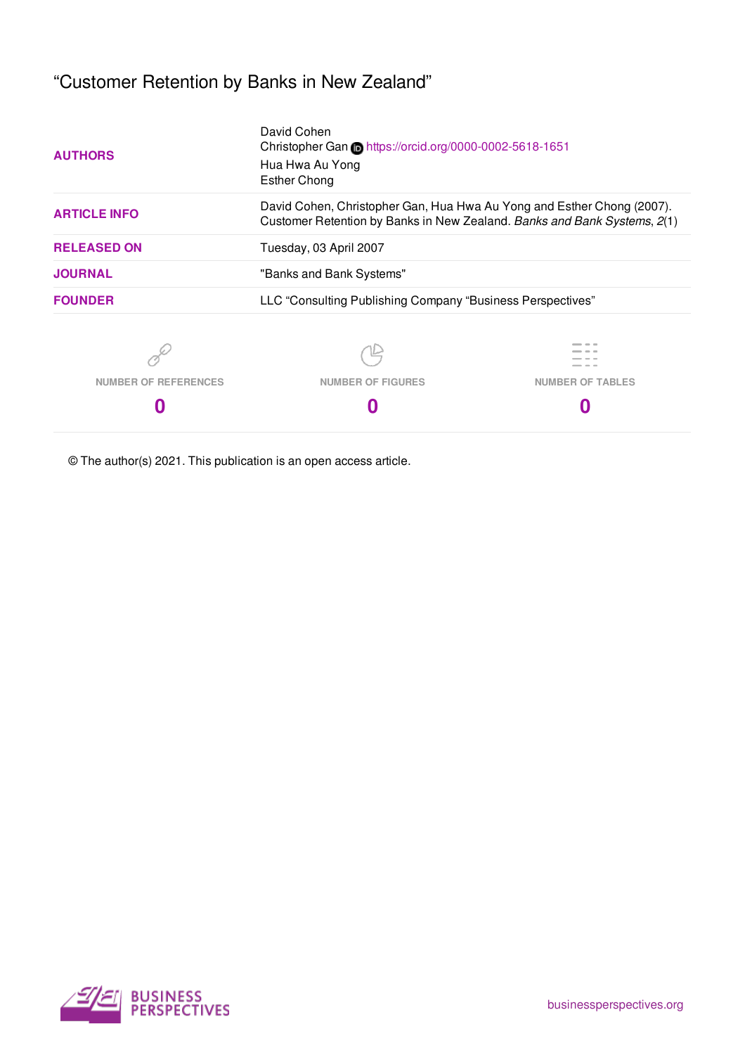# "Customer Retention by Banks in New Zealand"

| | |
|---|---|
| **AUTHORS** | David Cohen<br>Christopher Gan https://orcid.org/0000-0002-5618-1651<br>Hua Hwa Au Yong<br>Esther Chong |
| **ARTICLE INFO** | David Cohen, Christopher Gan, Hua Hwa Au Yong and Esther Chong (2007). Customer Retention by Banks in New Zealand. *Banks and Bank Systems*, *2*(1) |
| **RELEASED ON** | Tuesday, 03 April 2007 |
| **JOURNAL** | "Banks and Bank Systems" |
| **FOUNDER** | LLC "Consulting Publishing Company "Business Perspectives" |

| NUMBER OF REFERENCES | NUMBER OF FIGURES | NUMBER OF TABLES |
|---|---|---|
| **0** | **0** | **0** |

© The author(s) 2021. This publication is an open access article.

BUSINESS PERSPECTIVES

businessperspectives.org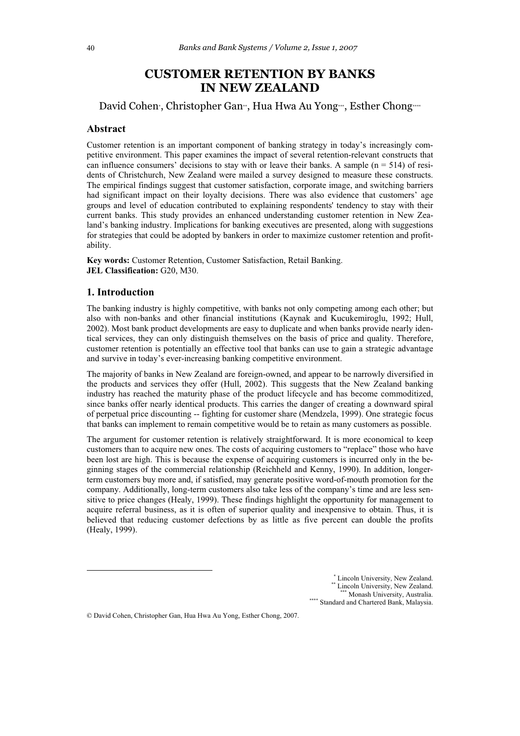# CUSTOMER RETENTION BY BANKS IN NEW ZEALAND

David Cohen[*], Christopher Gan[**], Hua Hwa Au Yong[***], Esther Chong[****]

## Abstract

Customer retention is an important component of banking strategy in today's increasingly competitive environment. This paper examines the impact of several retention-relevant constructs that can influence consumers' decisions to stay with or leave their banks. A sample (n = 514) of residents of Christchurch, New Zealand were mailed a survey designed to measure these constructs. The empirical findings suggest that customer satisfaction, corporate image, and switching barriers had significant impact on their loyalty decisions. There was also evidence that customers' age groups and level of education contributed to explaining respondents' tendency to stay with their current banks. This study provides an enhanced understanding customer retention in New Zealand's banking industry. Implications for banking executives are presented, along with suggestions for strategies that could be adopted by bankers in order to maximize customer retention and profitability.

**Key words:** Customer Retention, Customer Satisfaction, Retail Banking.
**JEL Classification:** G20, M30.

## 1. Introduction

The banking industry is highly competitive, with banks not only competing among each other; but also with non-banks and other financial institutions (Kaynak and Kucukemiroglu, 1992; Hull, 2002). Most bank product developments are easy to duplicate and when banks provide nearly identical services, they can only distinguish themselves on the basis of price and quality. Therefore, customer retention is potentially an effective tool that banks can use to gain a strategic advantage and survive in today's ever-increasing banking competitive environment.

The majority of banks in New Zealand are foreign-owned, and appear to be narrowly diversified in the products and services they offer (Hull, 2002). This suggests that the New Zealand banking industry has reached the maturity phase of the product lifecycle and has become commoditized, since banks offer nearly identical products. This carries the danger of creating a downward spiral of perpetual price discounting -- fighting for customer share (Mendzela, 1999). One strategic focus that banks can implement to remain competitive would be to retain as many customers as possible.

The argument for customer retention is relatively straightforward. It is more economical to keep customers than to acquire new ones. The costs of acquiring customers to "replace" those who have been lost are high. This is because the expense of acquiring customers is incurred only in the beginning stages of the commercial relationship (Reichheld and Kenny, 1990). In addition, longer-term customers buy more and, if satisfied, may generate positive word-of-mouth promotion for the company. Additionally, long-term customers also take less of the company's time and are less sensitive to price changes (Healy, 1999). These findings highlight the opportunity for management to acquire referral business, as it is often of superior quality and inexpensive to obtain. Thus, it is believed that reducing customer defections by as little as five percent can double the profits (Healy, 1999).

[*] Lincoln University, New Zealand.
[**] Lincoln University, New Zealand.
[***] Monash University, Australia.
[****] Standard and Chartered Bank, Malaysia.

© David Cohen, Christopher Gan, Hua Hwa Au Yong, Esther Chong, 2007.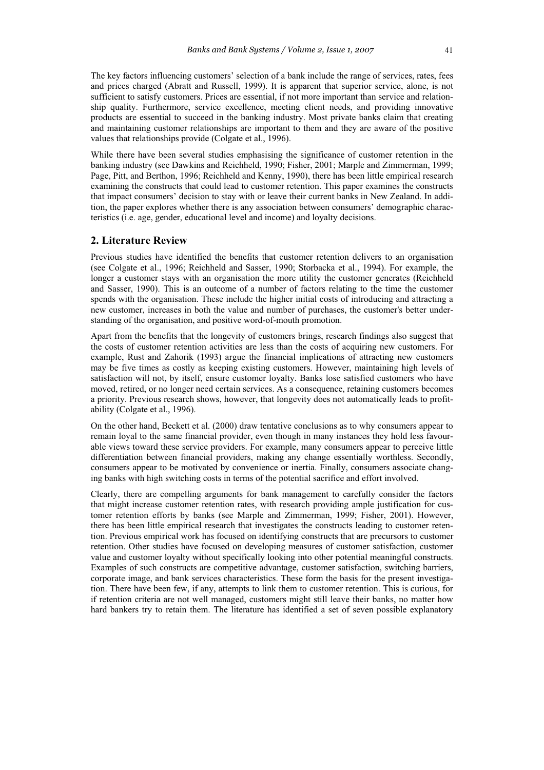The key factors influencing customers' selection of a bank include the range of services, rates, fees and prices charged (Abratt and Russell, 1999). It is apparent that superior service, alone, is not sufficient to satisfy customers. Prices are essential, if not more important than service and relationship quality. Furthermore, service excellence, meeting client needs, and providing innovative products are essential to succeed in the banking industry. Most private banks claim that creating and maintaining customer relationships are important to them and they are aware of the positive values that relationships provide (Colgate et al., 1996).

While there have been several studies emphasising the significance of customer retention in the banking industry (see Dawkins and Reichheld, 1990; Fisher, 2001; Marple and Zimmerman, 1999; Page, Pitt, and Berthon, 1996; Reichheld and Kenny, 1990), there has been little empirical research examining the constructs that could lead to customer retention. This paper examines the constructs that impact consumers' decision to stay with or leave their current banks in New Zealand. In addition, the paper explores whether there is any association between consumers' demographic characteristics (i.e. age, gender, educational level and income) and loyalty decisions.

## 2. Literature Review

Previous studies have identified the benefits that customer retention delivers to an organisation (see Colgate et al., 1996; Reichheld and Sasser, 1990; Storbacka et al., 1994). For example, the longer a customer stays with an organisation the more utility the customer generates (Reichheld and Sasser, 1990). This is an outcome of a number of factors relating to the time the customer spends with the organisation. These include the higher initial costs of introducing and attracting a new customer, increases in both the value and number of purchases, the customer's better understanding of the organisation, and positive word-of-mouth promotion.

Apart from the benefits that the longevity of customers brings, research findings also suggest that the costs of customer retention activities are less than the costs of acquiring new customers. For example, Rust and Zahorik (1993) argue the financial implications of attracting new customers may be five times as costly as keeping existing customers. However, maintaining high levels of satisfaction will not, by itself, ensure customer loyalty. Banks lose satisfied customers who have moved, retired, or no longer need certain services. As a consequence, retaining customers becomes a priority. Previous research shows, however, that longevity does not automatically leads to profitability (Colgate et al., 1996).

On the other hand, Beckett et al. (2000) draw tentative conclusions as to why consumers appear to remain loyal to the same financial provider, even though in many instances they hold less favourable views toward these service providers. For example, many consumers appear to perceive little differentiation between financial providers, making any change essentially worthless. Secondly, consumers appear to be motivated by convenience or inertia. Finally, consumers associate changing banks with high switching costs in terms of the potential sacrifice and effort involved.

Clearly, there are compelling arguments for bank management to carefully consider the factors that might increase customer retention rates, with research providing ample justification for customer retention efforts by banks (see Marple and Zimmerman, 1999; Fisher, 2001). However, there has been little empirical research that investigates the constructs leading to customer retention. Previous empirical work has focused on identifying constructs that are precursors to customer retention. Other studies have focused on developing measures of customer satisfaction, customer value and customer loyalty without specifically looking into other potential meaningful constructs. Examples of such constructs are competitive advantage, customer satisfaction, switching barriers, corporate image, and bank services characteristics. These form the basis for the present investigation. There have been few, if any, attempts to link them to customer retention. This is curious, for if retention criteria are not well managed, customers might still leave their banks, no matter how hard bankers try to retain them. The literature has identified a set of seven possible explanatory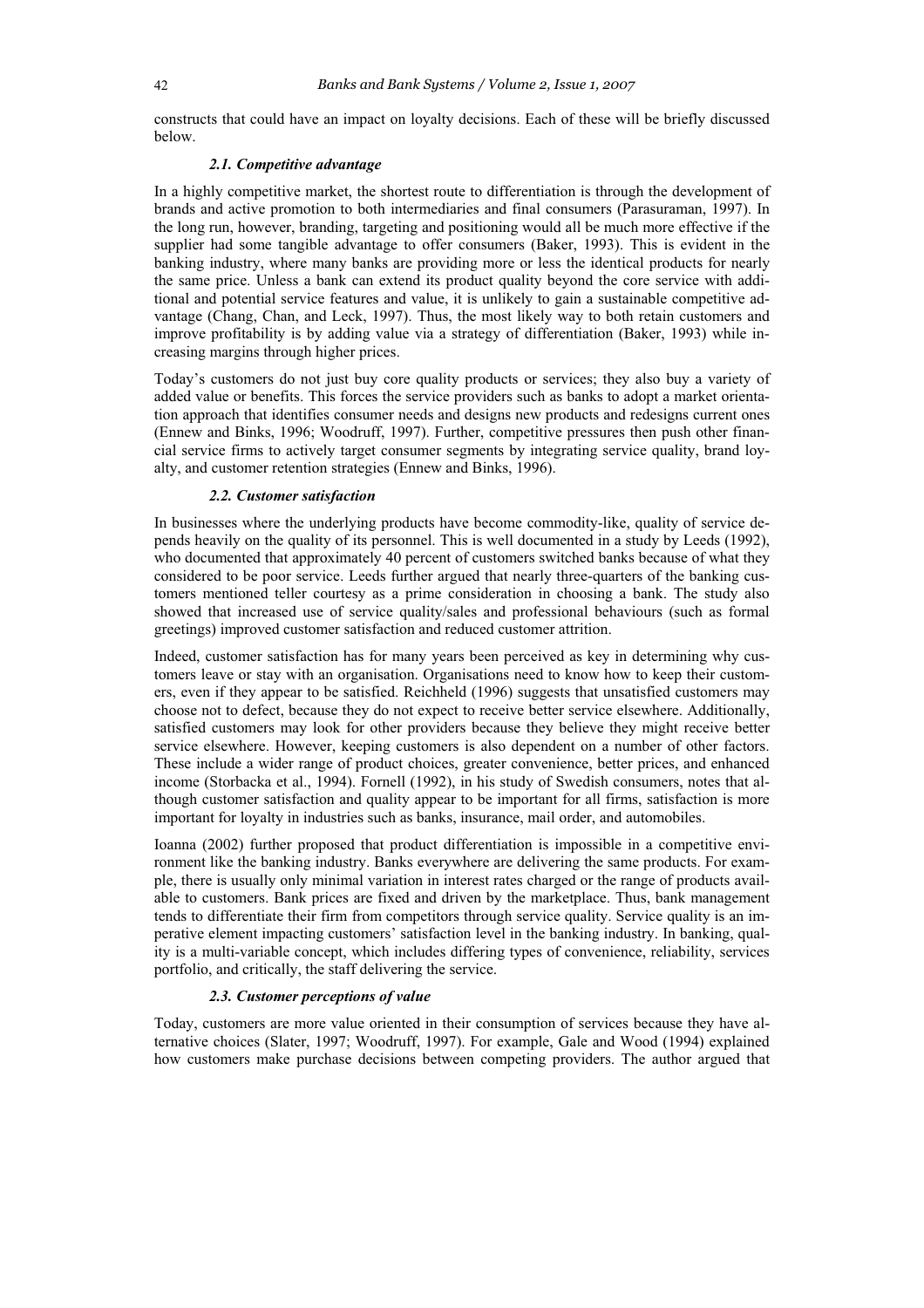constructs that could have an impact on loyalty decisions. Each of these will be briefly discussed below.

### *2.1. Competitive advantage*

In a highly competitive market, the shortest route to differentiation is through the development of brands and active promotion to both intermediaries and final consumers (Parasuraman, 1997). In the long run, however, branding, targeting and positioning would all be much more effective if the supplier had some tangible advantage to offer consumers (Baker, 1993). This is evident in the banking industry, where many banks are providing more or less the identical products for nearly the same price. Unless a bank can extend its product quality beyond the core service with additional and potential service features and value, it is unlikely to gain a sustainable competitive advantage (Chang, Chan, and Leck, 1997). Thus, the most likely way to both retain customers and improve profitability is by adding value via a strategy of differentiation (Baker, 1993) while increasing margins through higher prices.

Today's customers do not just buy core quality products or services; they also buy a variety of added value or benefits. This forces the service providers such as banks to adopt a market orientation approach that identifies consumer needs and designs new products and redesigns current ones (Ennew and Binks, 1996; Woodruff, 1997). Further, competitive pressures then push other financial service firms to actively target consumer segments by integrating service quality, brand loyalty, and customer retention strategies (Ennew and Binks, 1996).

### *2.2. Customer satisfaction*

In businesses where the underlying products have become commodity-like, quality of service depends heavily on the quality of its personnel. This is well documented in a study by Leeds (1992), who documented that approximately 40 percent of customers switched banks because of what they considered to be poor service. Leeds further argued that nearly three-quarters of the banking customers mentioned teller courtesy as a prime consideration in choosing a bank. The study also showed that increased use of service quality/sales and professional behaviours (such as formal greetings) improved customer satisfaction and reduced customer attrition.

Indeed, customer satisfaction has for many years been perceived as key in determining why customers leave or stay with an organisation. Organisations need to know how to keep their customers, even if they appear to be satisfied. Reichheld (1996) suggests that unsatisfied customers may choose not to defect, because they do not expect to receive better service elsewhere. Additionally, satisfied customers may look for other providers because they believe they might receive better service elsewhere. However, keeping customers is also dependent on a number of other factors. These include a wider range of product choices, greater convenience, better prices, and enhanced income (Storbacka et al., 1994). Fornell (1992), in his study of Swedish consumers, notes that although customer satisfaction and quality appear to be important for all firms, satisfaction is more important for loyalty in industries such as banks, insurance, mail order, and automobiles.

Ioanna (2002) further proposed that product differentiation is impossible in a competitive environment like the banking industry. Banks everywhere are delivering the same products. For example, there is usually only minimal variation in interest rates charged or the range of products available to customers. Bank prices are fixed and driven by the marketplace. Thus, bank management tends to differentiate their firm from competitors through service quality. Service quality is an imperative element impacting customers' satisfaction level in the banking industry. In banking, quality is a multi-variable concept, which includes differing types of convenience, reliability, services portfolio, and critically, the staff delivering the service.

### *2.3. Customer perceptions of value*

Today, customers are more value oriented in their consumption of services because they have alternative choices (Slater, 1997; Woodruff, 1997). For example, Gale and Wood (1994) explained how customers make purchase decisions between competing providers. The author argued that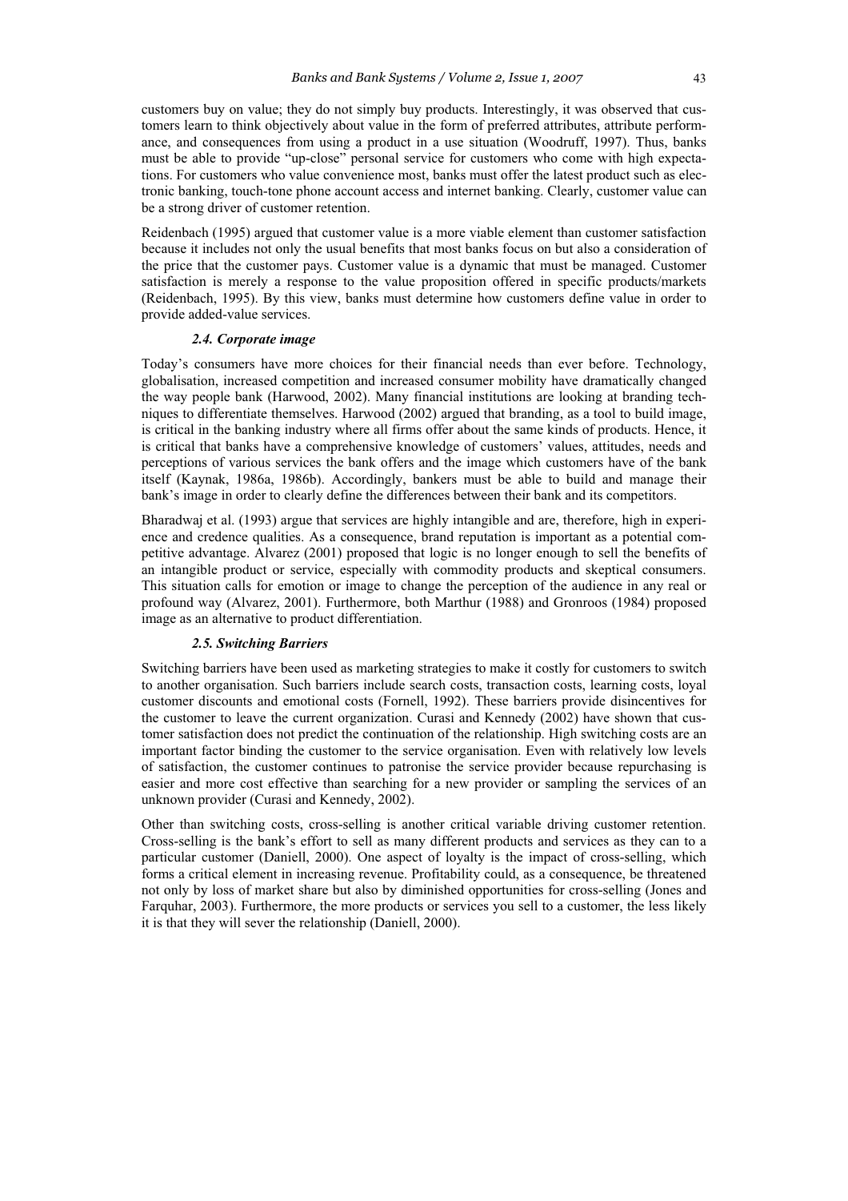customers buy on value; they do not simply buy products. Interestingly, it was observed that customers learn to think objectively about value in the form of preferred attributes, attribute performance, and consequences from using a product in a use situation (Woodruff, 1997). Thus, banks must be able to provide "up-close" personal service for customers who come with high expectations. For customers who value convenience most, banks must offer the latest product such as electronic banking, touch-tone phone account access and internet banking. Clearly, customer value can be a strong driver of customer retention.

Reidenbach (1995) argued that customer value is a more viable element than customer satisfaction because it includes not only the usual benefits that most banks focus on but also a consideration of the price that the customer pays. Customer value is a dynamic that must be managed. Customer satisfaction is merely a response to the value proposition offered in specific products/markets (Reidenbach, 1995). By this view, banks must determine how customers define value in order to provide added-value services.

### *2.4. Corporate image*

Today's consumers have more choices for their financial needs than ever before. Technology, globalisation, increased competition and increased consumer mobility have dramatically changed the way people bank (Harwood, 2002). Many financial institutions are looking at branding techniques to differentiate themselves. Harwood (2002) argued that branding, as a tool to build image, is critical in the banking industry where all firms offer about the same kinds of products. Hence, it is critical that banks have a comprehensive knowledge of customers' values, attitudes, needs and perceptions of various services the bank offers and the image which customers have of the bank itself (Kaynak, 1986a, 1986b). Accordingly, bankers must be able to build and manage their bank's image in order to clearly define the differences between their bank and its competitors.

Bharadwaj et al. (1993) argue that services are highly intangible and are, therefore, high in experience and credence qualities. As a consequence, brand reputation is important as a potential competitive advantage. Alvarez (2001) proposed that logic is no longer enough to sell the benefits of an intangible product or service, especially with commodity products and skeptical consumers. This situation calls for emotion or image to change the perception of the audience in any real or profound way (Alvarez, 2001). Furthermore, both Marthur (1988) and Gronroos (1984) proposed image as an alternative to product differentiation.

### *2.5. Switching Barriers*

Switching barriers have been used as marketing strategies to make it costly for customers to switch to another organisation. Such barriers include search costs, transaction costs, learning costs, loyal customer discounts and emotional costs (Fornell, 1992). These barriers provide disincentives for the customer to leave the current organization. Curasi and Kennedy (2002) have shown that customer satisfaction does not predict the continuation of the relationship. High switching costs are an important factor binding the customer to the service organisation. Even with relatively low levels of satisfaction, the customer continues to patronise the service provider because repurchasing is easier and more cost effective than searching for a new provider or sampling the services of an unknown provider (Curasi and Kennedy, 2002).

Other than switching costs, cross-selling is another critical variable driving customer retention. Cross-selling is the bank's effort to sell as many different products and services as they can to a particular customer (Daniell, 2000). One aspect of loyalty is the impact of cross-selling, which forms a critical element in increasing revenue. Profitability could, as a consequence, be threatened not only by loss of market share but also by diminished opportunities for cross-selling (Jones and Farquhar, 2003). Furthermore, the more products or services you sell to a customer, the less likely it is that they will sever the relationship (Daniell, 2000).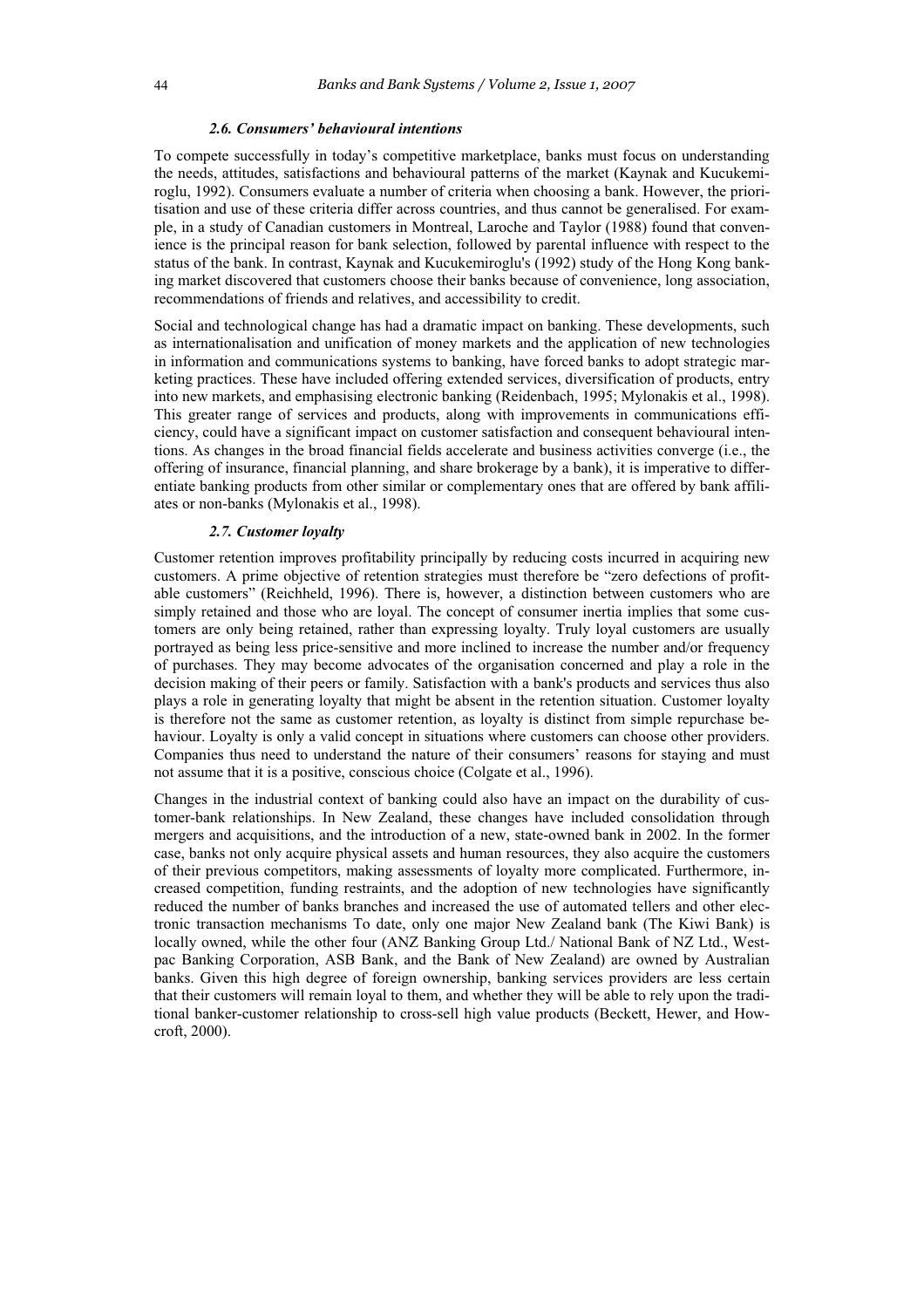### *2.6. Consumers' behavioural intentions*

To compete successfully in today's competitive marketplace, banks must focus on understanding the needs, attitudes, satisfactions and behavioural patterns of the market (Kaynak and Kucukemiroglu, 1992). Consumers evaluate a number of criteria when choosing a bank. However, the prioritisation and use of these criteria differ across countries, and thus cannot be generalised. For example, in a study of Canadian customers in Montreal, Laroche and Taylor (1988) found that convenience is the principal reason for bank selection, followed by parental influence with respect to the status of the bank. In contrast, Kaynak and Kucukemiroglu's (1992) study of the Hong Kong banking market discovered that customers choose their banks because of convenience, long association, recommendations of friends and relatives, and accessibility to credit.

Social and technological change has had a dramatic impact on banking. These developments, such as internationalisation and unification of money markets and the application of new technologies in information and communications systems to banking, have forced banks to adopt strategic marketing practices. These have included offering extended services, diversification of products, entry into new markets, and emphasising electronic banking (Reidenbach, 1995; Mylonakis et al., 1998). This greater range of services and products, along with improvements in communications efficiency, could have a significant impact on customer satisfaction and consequent behavioural intentions. As changes in the broad financial fields accelerate and business activities converge (i.e., the offering of insurance, financial planning, and share brokerage by a bank), it is imperative to differentiate banking products from other similar or complementary ones that are offered by bank affiliates or non-banks (Mylonakis et al., 1998).

### *2.7. Customer loyalty*

Customer retention improves profitability principally by reducing costs incurred in acquiring new customers. A prime objective of retention strategies must therefore be "zero defections of profitable customers" (Reichheld, 1996). There is, however, a distinction between customers who are simply retained and those who are loyal. The concept of consumer inertia implies that some customers are only being retained, rather than expressing loyalty. Truly loyal customers are usually portrayed as being less price-sensitive and more inclined to increase the number and/or frequency of purchases. They may become advocates of the organisation concerned and play a role in the decision making of their peers or family. Satisfaction with a bank's products and services thus also plays a role in generating loyalty that might be absent in the retention situation. Customer loyalty is therefore not the same as customer retention, as loyalty is distinct from simple repurchase behaviour. Loyalty is only a valid concept in situations where customers can choose other providers. Companies thus need to understand the nature of their consumers' reasons for staying and must not assume that it is a positive, conscious choice (Colgate et al., 1996).

Changes in the industrial context of banking could also have an impact on the durability of customer-bank relationships. In New Zealand, these changes have included consolidation through mergers and acquisitions, and the introduction of a new, state-owned bank in 2002. In the former case, banks not only acquire physical assets and human resources, they also acquire the customers of their previous competitors, making assessments of loyalty more complicated. Furthermore, increased competition, funding restraints, and the adoption of new technologies have significantly reduced the number of banks branches and increased the use of automated tellers and other electronic transaction mechanisms To date, only one major New Zealand bank (The Kiwi Bank) is locally owned, while the other four (ANZ Banking Group Ltd./ National Bank of NZ Ltd., Westpac Banking Corporation, ASB Bank, and the Bank of New Zealand) are owned by Australian banks. Given this high degree of foreign ownership, banking services providers are less certain that their customers will remain loyal to them, and whether they will be able to rely upon the traditional banker-customer relationship to cross-sell high value products (Beckett, Hewer, and Howcroft, 2000).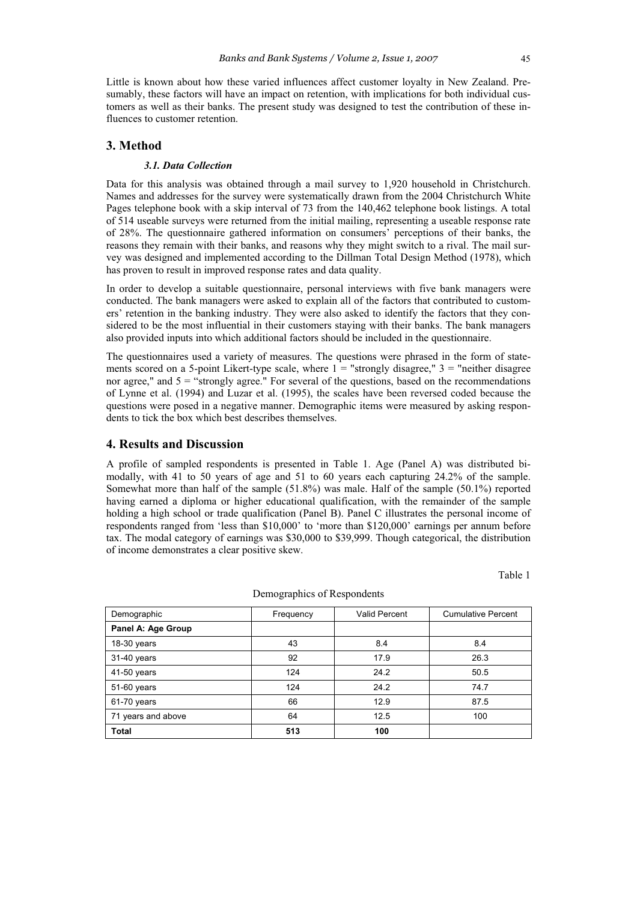Little is known about how these varied influences affect customer loyalty in New Zealand. Presumably, these factors will have an impact on retention, with implications for both individual customers as well as their banks. The present study was designed to test the contribution of these influences to customer retention.

## 3. Method

### *3.1. Data Collection*

Data for this analysis was obtained through a mail survey to 1,920 household in Christchurch. Names and addresses for the survey were systematically drawn from the 2004 Christchurch White Pages telephone book with a skip interval of 73 from the 140,462 telephone book listings. A total of 514 useable surveys were returned from the initial mailing, representing a useable response rate of 28%. The questionnaire gathered information on consumers' perceptions of their banks, the reasons they remain with their banks, and reasons why they might switch to a rival. The mail survey was designed and implemented according to the Dillman Total Design Method (1978), which has proven to result in improved response rates and data quality.

In order to develop a suitable questionnaire, personal interviews with five bank managers were conducted. The bank managers were asked to explain all of the factors that contributed to customers' retention in the banking industry. They were also asked to identify the factors that they considered to be the most influential in their customers staying with their banks. The bank managers also provided inputs into which additional factors should be included in the questionnaire.

The questionnaires used a variety of measures. The questions were phrased in the form of statements scored on a 5-point Likert-type scale, where 1 = "strongly disagree," 3 = "neither disagree nor agree," and 5 = "strongly agree." For several of the questions, based on the recommendations of Lynne et al. (1994) and Luzar et al. (1995), the scales have been reversed coded because the questions were posed in a negative manner. Demographic items were measured by asking respondents to tick the box which best describes themselves.

## 4. Results and Discussion

A profile of sampled respondents is presented in Table 1. Age (Panel A) was distributed bimodally, with 41 to 50 years of age and 51 to 60 years each capturing 24.2% of the sample. Somewhat more than half of the sample (51.8%) was male. Half of the sample (50.1%) reported having earned a diploma or higher educational qualification, with the remainder of the sample holding a high school or trade qualification (Panel B). Panel C illustrates the personal income of respondents ranged from 'less than $10,000' to 'more than $120,000' earnings per annum before tax. The modal category of earnings was $30,000 to $39,999. Though categorical, the distribution of income demonstrates a clear positive skew.

Table 1

Demographics of Respondents

| Demographic | Frequency | Valid Percent | Cumulative Percent |
|---|---|---|---|
| **Panel A: Age Group** | | | |
| 18-30 years | 43 | 8.4 | 8.4 |
| 31-40 years | 92 | 17.9 | 26.3 |
| 41-50 years | 124 | 24.2 | 50.5 |
| 51-60 years | 124 | 24.2 | 74.7 |
| 61-70 years | 66 | 12.9 | 87.5 |
| 71 years and above | 64 | 12.5 | 100 |
| **Total** | **513** | **100** | |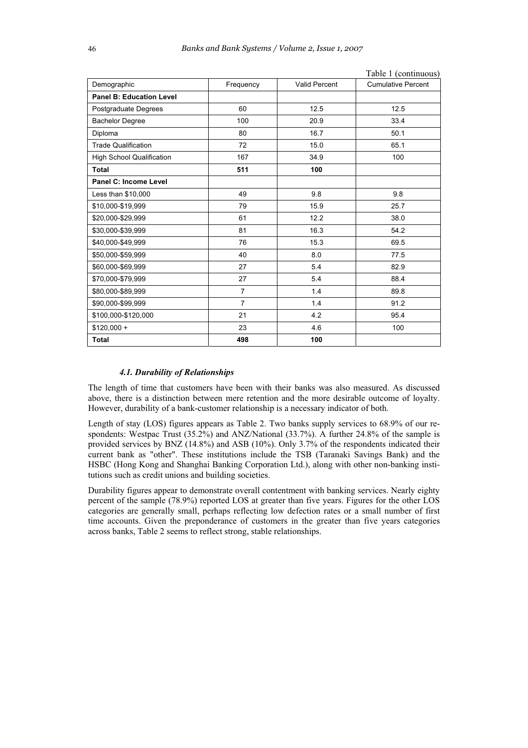Table 1 (continuous)

| Demographic | Frequency | Valid Percent | Cumulative Percent |
| --- | --- | --- | --- |
| **Panel B: Education Level** | | | |
| Postgraduate Degrees | 60 | 12.5 | 12.5 |
| Bachelor Degree | 100 | 20.9 | 33.4 |
| Diploma | 80 | 16.7 | 50.1 |
| Trade Qualification | 72 | 15.0 | 65.1 |
| High School Qualification | 167 | 34.9 | 100 |
| **Total** | **511** | **100** | |
| **Panel C: Income Level** | | | |
| Less than $10,000 | 49 | 9.8 | 9.8 |
| $10,000-$19,999 | 79 | 15.9 | 25.7 |
| $20,000-$29,999 | 61 | 12.2 | 38.0 |
| $30,000-$39,999 | 81 | 16.3 | 54.2 |
| $40,000-$49,999 | 76 | 15.3 | 69.5 |
| $50,000-$59,999 | 40 | 8.0 | 77.5 |
| $60,000-$69,999 | 27 | 5.4 | 82.9 |
| $70,000-$79,999 | 27 | 5.4 | 88.4 |
| $80,000-$89,999 | 7 | 1.4 | 89.8 |
| $90,000-$99,999 | 7 | 1.4 | 91.2 |
| $100,000-$120,000 | 21 | 4.2 | 95.4 |
| $120,000 + | 23 | 4.6 | 100 |
| **Total** | **498** | **100** | |

### *4.1. Durability of Relationships*

The length of time that customers have been with their banks was also measured. As discussed above, there is a distinction between mere retention and the more desirable outcome of loyalty. However, durability of a bank-customer relationship is a necessary indicator of both.

Length of stay (LOS) figures appears as Table 2. Two banks supply services to 68.9% of our respondents: Westpac Trust (35.2%) and ANZ/National (33.7%). A further 24.8% of the sample is provided services by BNZ (14.8%) and ASB (10%). Only 3.7% of the respondents indicated their current bank as "other". These institutions include the TSB (Taranaki Savings Bank) and the HSBC (Hong Kong and Shanghai Banking Corporation Ltd.), along with other non-banking institutions such as credit unions and building societies.

Durability figures appear to demonstrate overall contentment with banking services. Nearly eighty percent of the sample (78.9%) reported LOS at greater than five years. Figures for the other LOS categories are generally small, perhaps reflecting low defection rates or a small number of first time accounts. Given the preponderance of customers in the greater than five years categories across banks, Table 2 seems to reflect strong, stable relationships.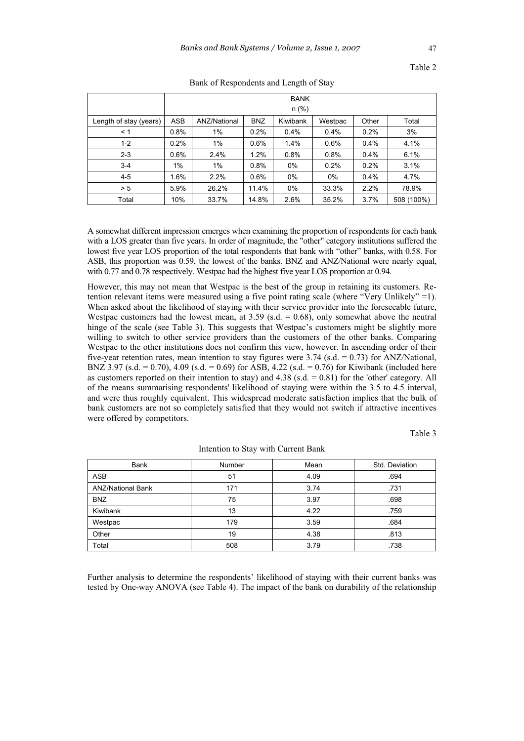Table 2

Bank of Respondents and Length of Stay

| | BANK n (%) | | | | | | |
|---|---|---|---|---|---|---|---|
| Length of stay (years) | ASB | ANZ/National | BNZ | Kiwibank | Westpac | Other | Total |
| < 1 | 0.8% | 1% | 0.2% | 0.4% | 0.4% | 0.2% | 3% |
| 1-2 | 0.2% | 1% | 0.6% | 1.4% | 0.6% | 0.4% | 4.1% |
| 2-3 | 0.6% | 2.4% | 1.2% | 0.8% | 0.8% | 0.4% | 6.1% |
| 3-4 | 1% | 1% | 0.8% | 0% | 0.2% | 0.2% | 3.1% |
| 4-5 | 1.6% | 2.2% | 0.6% | 0% | 0% | 0.4% | 4.7% |
| > 5 | 5.9% | 26.2% | 11.4% | 0% | 33.3% | 2.2% | 78.9% |
| Total | 10% | 33.7% | 14.8% | 2.6% | 35.2% | 3.7% | 508 (100%) |

A somewhat different impression emerges when examining the proportion of respondents for each bank with a LOS greater than five years. In order of magnitude, the "other" category institutions suffered the lowest five year LOS proportion of the total respondents that bank with "other" banks, with 0.58. For ASB, this proportion was 0.59, the lowest of the banks. BNZ and ANZ/National were nearly equal, with 0.77 and 0.78 respectively. Westpac had the highest five year LOS proportion at 0.94.

However, this may not mean that Westpac is the best of the group in retaining its customers. Retention relevant items were measured using a five point rating scale (where "Very Unlikely" =1). When asked about the likelihood of staying with their service provider into the foreseeable future, Westpac customers had the lowest mean, at 3.59 (s.d. = 0.68), only somewhat above the neutral hinge of the scale (see Table 3). This suggests that Westpac's customers might be slightly more willing to switch to other service providers than the customers of the other banks. Comparing Westpac to the other institutions does not confirm this view, however. In ascending order of their five-year retention rates, mean intention to stay figures were 3.74 (s.d. = 0.73) for ANZ/National, BNZ 3.97 (s.d. = 0.70), 4.09 (s.d. = 0.69) for ASB, 4.22 (s.d. = 0.76) for Kiwibank (included here as customers reported on their intention to stay) and 4.38 (s.d. = 0.81) for the 'other' category. All of the means summarising respondents' likelihood of staying were within the 3.5 to 4.5 interval, and were thus roughly equivalent. This widespread moderate satisfaction implies that the bulk of bank customers are not so completely satisfied that they would not switch if attractive incentives were offered by competitors.

Table 3

Intention to Stay with Current Bank

| Bank | Number | Mean | Std. Deviation |
|---|---|---|---|
| ASB | 51 | 4.09 | .694 |
| ANZ/National Bank | 171 | 3.74 | .731 |
| BNZ | 75 | 3.97 | .698 |
| Kiwibank | 13 | 4.22 | .759 |
| Westpac | 179 | 3.59 | .684 |
| Other | 19 | 4.38 | .813 |
| Total | 508 | 3.79 | .738 |

Further analysis to determine the respondents' likelihood of staying with their current banks was tested by One-way ANOVA (see Table 4). The impact of the bank on durability of the relationship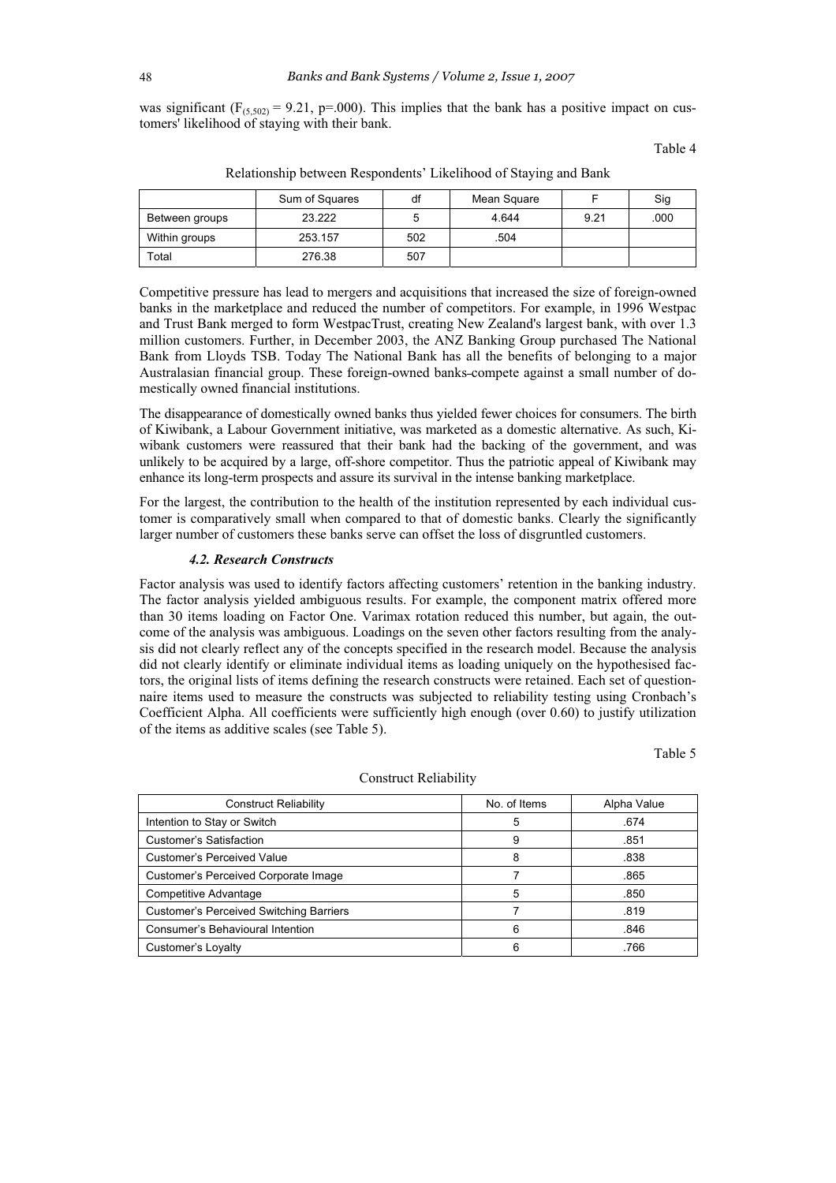was significant ($F_{(5,502)} = 9.21$, p=.000). This implies that the bank has a positive impact on customers' likelihood of staying with their bank.

Table 4

Relationship between Respondents' Likelihood of Staying and Bank

| | Sum of Squares | df | Mean Square | F | Sig |
|---|---|---|---|---|---|
| Between groups | 23.222 | 5 | 4.644 | 9.21 | .000 |
| Within groups | 253.157 | 502 | .504 | | |
| Total | 276.38 | 507 | | | |

Competitive pressure has lead to mergers and acquisitions that increased the size of foreign-owned banks in the marketplace and reduced the number of competitors. For example, in 1996 Westpac and Trust Bank merged to form WestpacTrust, creating New Zealand's largest bank, with over 1.3 million customers. Further, in December 2003, the ANZ Banking Group purchased The National Bank from Lloyds TSB. Today The National Bank has all the benefits of belonging to a major Australasian financial group. These foreign-owned banks compete against a small number of domestically owned financial institutions.

The disappearance of domestically owned banks thus yielded fewer choices for consumers. The birth of Kiwibank, a Labour Government initiative, was marketed as a domestic alternative. As such, Kiwibank customers were reassured that their bank had the backing of the government, and was unlikely to be acquired by a large, off-shore competitor. Thus the patriotic appeal of Kiwibank may enhance its long-term prospects and assure its survival in the intense banking marketplace.

For the largest, the contribution to the health of the institution represented by each individual customer is comparatively small when compared to that of domestic banks. Clearly the significantly larger number of customers these banks serve can offset the loss of disgruntled customers.

### *4.2. Research Constructs*

Factor analysis was used to identify factors affecting customers' retention in the banking industry. The factor analysis yielded ambiguous results. For example, the component matrix offered more than 30 items loading on Factor One. Varimax rotation reduced this number, but again, the outcome of the analysis was ambiguous. Loadings on the seven other factors resulting from the analysis did not clearly reflect any of the concepts specified in the research model. Because the analysis did not clearly identify or eliminate individual items as loading uniquely on the hypothesised factors, the original lists of items defining the research constructs were retained. Each set of questionnaire items used to measure the constructs was subjected to reliability testing using Cronbach's Coefficient Alpha. All coefficients were sufficiently high enough (over 0.60) to justify utilization of the items as additive scales (see Table 5).

Table 5

Construct Reliability

| Construct Reliability | No. of Items | Alpha Value |
|---|---|---|
| Intention to Stay or Switch | 5 | .674 |
| Customer's Satisfaction | 9 | .851 |
| Customer's Perceived Value | 8 | .838 |
| Customer's Perceived Corporate Image | 7 | .865 |
| Competitive Advantage | 5 | .850 |
| Customer's Perceived Switching Barriers | 7 | .819 |
| Consumer's Behavioural Intention | 6 | .846 |
| Customer's Loyalty | 6 | .766 |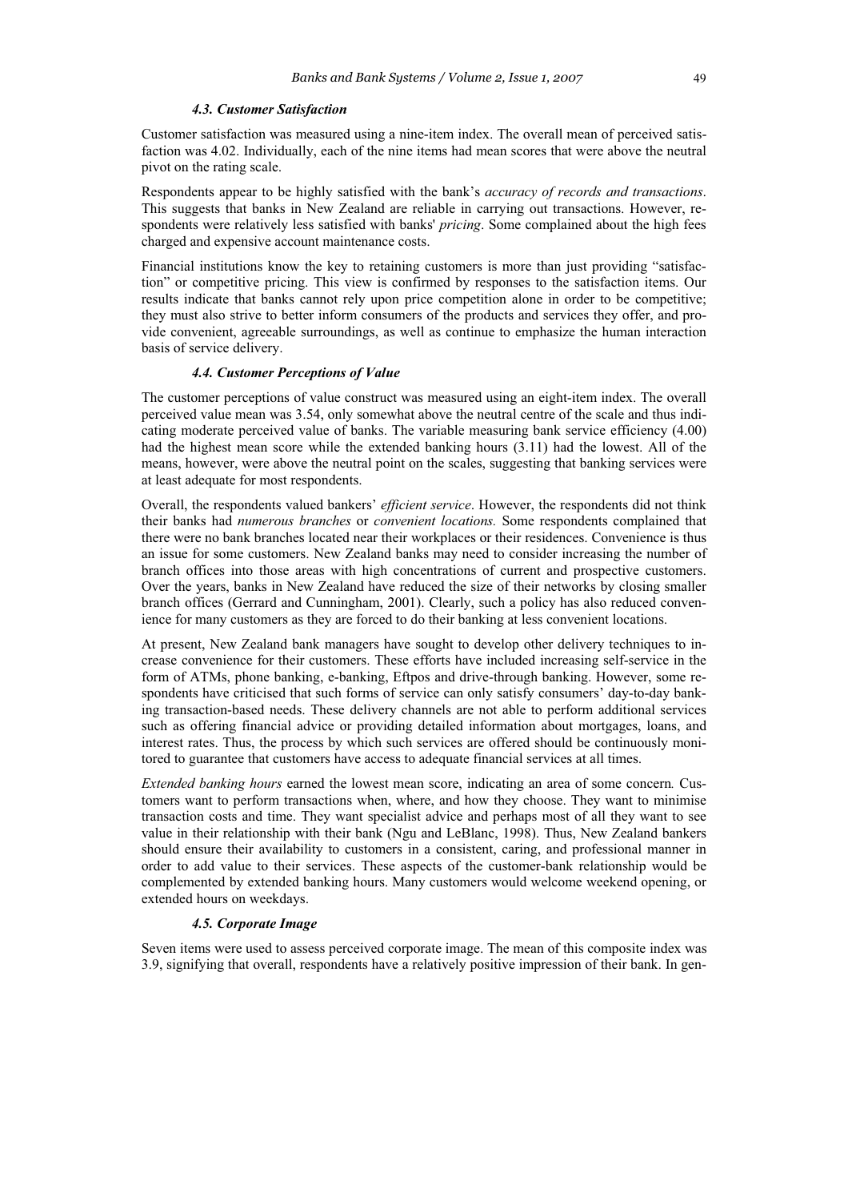### 4.3. Customer Satisfaction

Customer satisfaction was measured using a nine-item index. The overall mean of perceived satisfaction was 4.02. Individually, each of the nine items had mean scores that were above the neutral pivot on the rating scale.

Respondents appear to be highly satisfied with the bank's *accuracy of records and transactions*. This suggests that banks in New Zealand are reliable in carrying out transactions. However, respondents were relatively less satisfied with banks' *pricing*. Some complained about the high fees charged and expensive account maintenance costs.

Financial institutions know the key to retaining customers is more than just providing "satisfaction" or competitive pricing. This view is confirmed by responses to the satisfaction items. Our results indicate that banks cannot rely upon price competition alone in order to be competitive; they must also strive to better inform consumers of the products and services they offer, and provide convenient, agreeable surroundings, as well as continue to emphasize the human interaction basis of service delivery.

### 4.4. Customer Perceptions of Value

The customer perceptions of value construct was measured using an eight-item index. The overall perceived value mean was 3.54, only somewhat above the neutral centre of the scale and thus indicating moderate perceived value of banks. The variable measuring bank service efficiency (4.00) had the highest mean score while the extended banking hours (3.11) had the lowest. All of the means, however, were above the neutral point on the scales, suggesting that banking services were at least adequate for most respondents.

Overall, the respondents valued bankers' *efficient service*. However, the respondents did not think their banks had *numerous branches* or *convenient locations.* Some respondents complained that there were no bank branches located near their workplaces or their residences. Convenience is thus an issue for some customers. New Zealand banks may need to consider increasing the number of branch offices into those areas with high concentrations of current and prospective customers. Over the years, banks in New Zealand have reduced the size of their networks by closing smaller branch offices (Gerrard and Cunningham, 2001). Clearly, such a policy has also reduced convenience for many customers as they are forced to do their banking at less convenient locations.

At present, New Zealand bank managers have sought to develop other delivery techniques to increase convenience for their customers. These efforts have included increasing self-service in the form of ATMs, phone banking, e-banking, Eftpos and drive-through banking. However, some respondents have criticised that such forms of service can only satisfy consumers' day-to-day banking transaction-based needs. These delivery channels are not able to perform additional services such as offering financial advice or providing detailed information about mortgages, loans, and interest rates. Thus, the process by which such services are offered should be continuously monitored to guarantee that customers have access to adequate financial services at all times.

*Extended banking hours* earned the lowest mean score, indicating an area of some concern*.* Customers want to perform transactions when, where, and how they choose. They want to minimise transaction costs and time. They want specialist advice and perhaps most of all they want to see value in their relationship with their bank (Ngu and LeBlanc, 1998). Thus, New Zealand bankers should ensure their availability to customers in a consistent, caring, and professional manner in order to add value to their services. These aspects of the customer-bank relationship would be complemented by extended banking hours. Many customers would welcome weekend opening, or extended hours on weekdays.

### 4.5. Corporate Image

Seven items were used to assess perceived corporate image. The mean of this composite index was 3.9, signifying that overall, respondents have a relatively positive impression of their bank. In gen-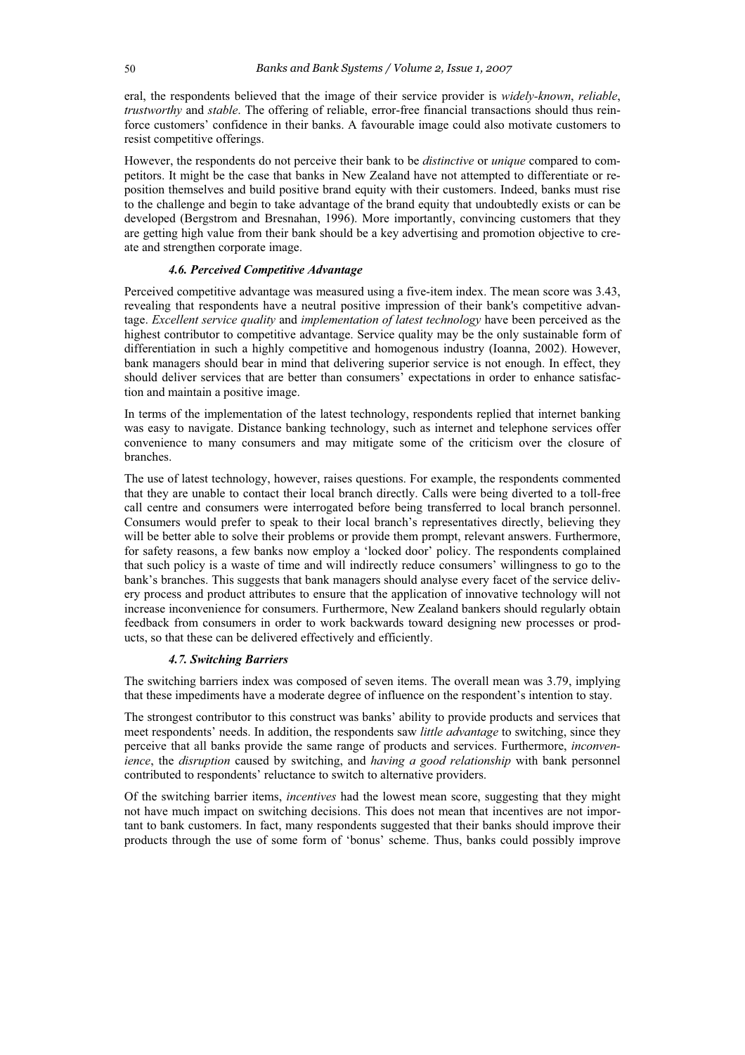eral, the respondents believed that the image of their service provider is *widely-known*, *reliable*, *trustworthy* and *stable*. The offering of reliable, error-free financial transactions should thus reinforce customers' confidence in their banks. A favourable image could also motivate customers to resist competitive offerings.

However, the respondents do not perceive their bank to be *distinctive* or *unique* compared to competitors. It might be the case that banks in New Zealand have not attempted to differentiate or reposition themselves and build positive brand equity with their customers. Indeed, banks must rise to the challenge and begin to take advantage of the brand equity that undoubtedly exists or can be developed (Bergstrom and Bresnahan, 1996). More importantly, convincing customers that they are getting high value from their bank should be a key advertising and promotion objective to create and strengthen corporate image.

### *4.6. Perceived Competitive Advantage*

Perceived competitive advantage was measured using a five-item index. The mean score was 3.43, revealing that respondents have a neutral positive impression of their bank's competitive advantage. *Excellent service quality* and *implementation of latest technology* have been perceived as the highest contributor to competitive advantage. Service quality may be the only sustainable form of differentiation in such a highly competitive and homogenous industry (Ioanna, 2002). However, bank managers should bear in mind that delivering superior service is not enough. In effect, they should deliver services that are better than consumers' expectations in order to enhance satisfaction and maintain a positive image.

In terms of the implementation of the latest technology, respondents replied that internet banking was easy to navigate. Distance banking technology, such as internet and telephone services offer convenience to many consumers and may mitigate some of the criticism over the closure of branches.

The use of latest technology, however, raises questions. For example, the respondents commented that they are unable to contact their local branch directly. Calls were being diverted to a toll-free call centre and consumers were interrogated before being transferred to local branch personnel. Consumers would prefer to speak to their local branch's representatives directly, believing they will be better able to solve their problems or provide them prompt, relevant answers. Furthermore, for safety reasons, a few banks now employ a 'locked door' policy. The respondents complained that such policy is a waste of time and will indirectly reduce consumers' willingness to go to the bank's branches. This suggests that bank managers should analyse every facet of the service delivery process and product attributes to ensure that the application of innovative technology will not increase inconvenience for consumers. Furthermore, New Zealand bankers should regularly obtain feedback from consumers in order to work backwards toward designing new processes or products, so that these can be delivered effectively and efficiently.

### *4.7. Switching Barriers*

The switching barriers index was composed of seven items. The overall mean was 3.79, implying that these impediments have a moderate degree of influence on the respondent's intention to stay.

The strongest contributor to this construct was banks' ability to provide products and services that meet respondents' needs. In addition, the respondents saw *little advantage* to switching, since they perceive that all banks provide the same range of products and services. Furthermore, *inconvenience*, the *disruption* caused by switching, and *having a good relationship* with bank personnel contributed to respondents' reluctance to switch to alternative providers.

Of the switching barrier items, *incentives* had the lowest mean score, suggesting that they might not have much impact on switching decisions. This does not mean that incentives are not important to bank customers. In fact, many respondents suggested that their banks should improve their products through the use of some form of 'bonus' scheme. Thus, banks could possibly improve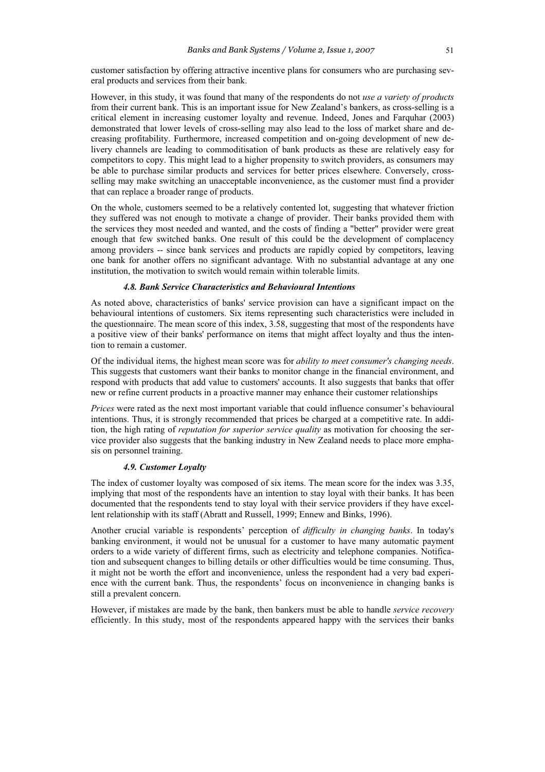customer satisfaction by offering attractive incentive plans for consumers who are purchasing several products and services from their bank.

However, in this study, it was found that many of the respondents do not *use a variety of products* from their current bank. This is an important issue for New Zealand's bankers, as cross-selling is a critical element in increasing customer loyalty and revenue. Indeed, Jones and Farquhar (2003) demonstrated that lower levels of cross-selling may also lead to the loss of market share and decreasing profitability. Furthermore, increased competition and on-going development of new delivery channels are leading to commoditisation of bank products as these are relatively easy for competitors to copy. This might lead to a higher propensity to switch providers, as consumers may be able to purchase similar products and services for better prices elsewhere. Conversely, cross-selling may make switching an unacceptable inconvenience, as the customer must find a provider that can replace a broader range of products.

On the whole, customers seemed to be a relatively contented lot, suggesting that whatever friction they suffered was not enough to motivate a change of provider. Their banks provided them with the services they most needed and wanted, and the costs of finding a "better" provider were great enough that few switched banks. One result of this could be the development of complacency among providers -- since bank services and products are rapidly copied by competitors, leaving one bank for another offers no significant advantage. With no substantial advantage at any one institution, the motivation to switch would remain within tolerable limits.

#### *4.8. Bank Service Characteristics and Behavioural Intentions*

As noted above, characteristics of banks' service provision can have a significant impact on the behavioural intentions of customers. Six items representing such characteristics were included in the questionnaire. The mean score of this index, 3.58, suggesting that most of the respondents have a positive view of their banks' performance on items that might affect loyalty and thus the intention to remain a customer.

Of the individual items, the highest mean score was for *ability to meet consumer's changing needs*. This suggests that customers want their banks to monitor change in the financial environment, and respond with products that add value to customers' accounts. It also suggests that banks that offer new or refine current products in a proactive manner may enhance their customer relationships

*Prices* were rated as the next most important variable that could influence consumer's behavioural intentions. Thus, it is strongly recommended that prices be charged at a competitive rate. In addition, the high rating of *reputation for superior service quality* as motivation for choosing the service provider also suggests that the banking industry in New Zealand needs to place more emphasis on personnel training.

#### *4.9. Customer Loyalty*

The index of customer loyalty was composed of six items. The mean score for the index was 3.35, implying that most of the respondents have an intention to stay loyal with their banks. It has been documented that the respondents tend to stay loyal with their service providers if they have excellent relationship with its staff (Abratt and Russell, 1999; Ennew and Binks, 1996).

Another crucial variable is respondents' perception of *difficulty in changing banks*. In today's banking environment, it would not be unusual for a customer to have many automatic payment orders to a wide variety of different firms, such as electricity and telephone companies. Notification and subsequent changes to billing details or other difficulties would be time consuming. Thus, it might not be worth the effort and inconvenience, unless the respondent had a very bad experience with the current bank. Thus, the respondents' focus on inconvenience in changing banks is still a prevalent concern.

However, if mistakes are made by the bank, then bankers must be able to handle *service recovery* efficiently. In this study, most of the respondents appeared happy with the services their banks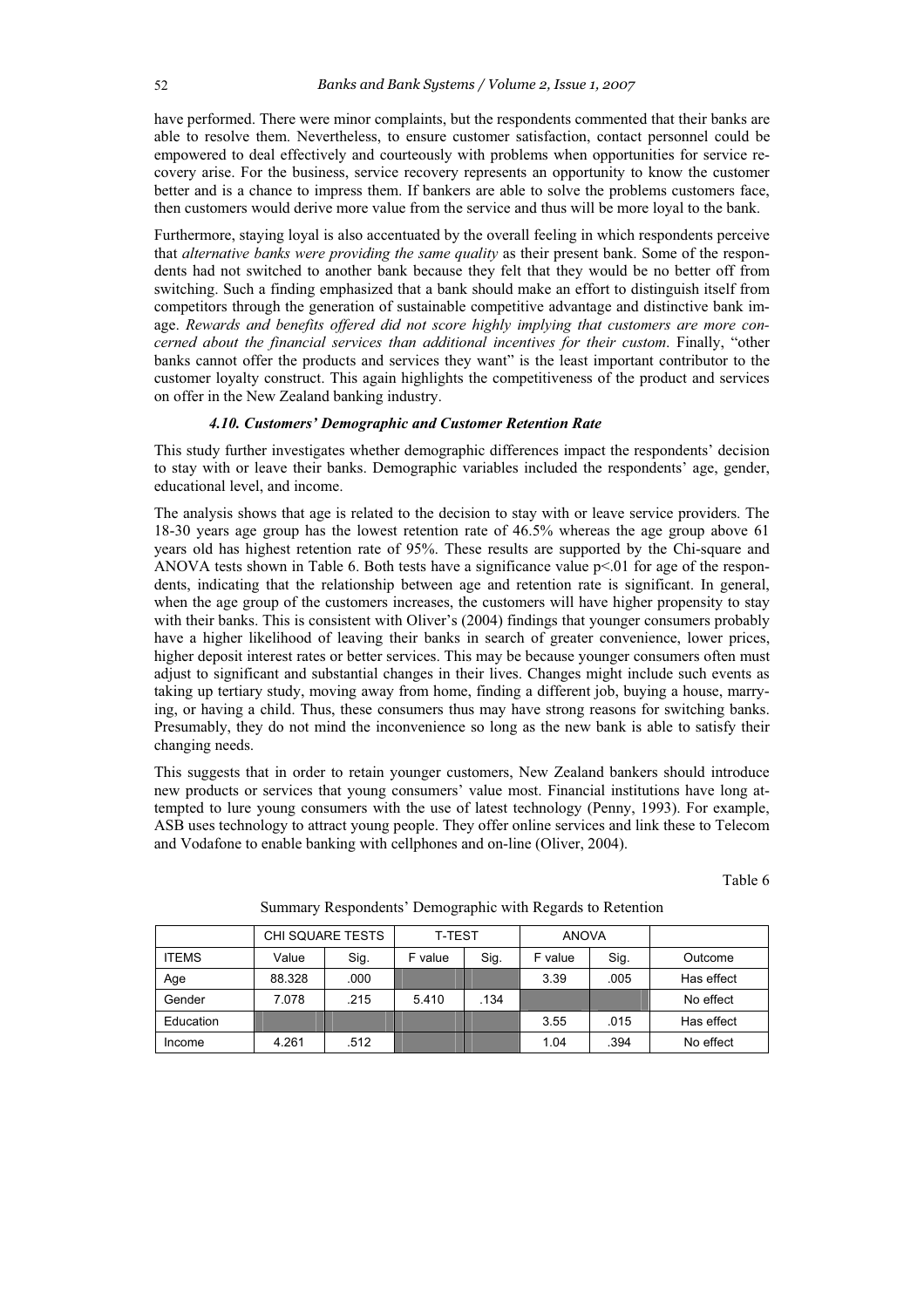have performed. There were minor complaints, but the respondents commented that their banks are able to resolve them. Nevertheless, to ensure customer satisfaction, contact personnel could be empowered to deal effectively and courteously with problems when opportunities for service recovery arise. For the business, service recovery represents an opportunity to know the customer better and is a chance to impress them. If bankers are able to solve the problems customers face, then customers would derive more value from the service and thus will be more loyal to the bank.

Furthermore, staying loyal is also accentuated by the overall feeling in which respondents perceive that *alternative banks were providing the same quality* as their present bank. Some of the respondents had not switched to another bank because they felt that they would be no better off from switching. Such a finding emphasized that a bank should make an effort to distinguish itself from competitors through the generation of sustainable competitive advantage and distinctive bank image. *Rewards and benefits offered did not score highly implying that customers are more concerned about the financial services than additional incentives for their custom*. Finally, "other banks cannot offer the products and services they want" is the least important contributor to the customer loyalty construct. This again highlights the competitiveness of the product and services on offer in the New Zealand banking industry.

### *4.10. Customers' Demographic and Customer Retention Rate*

This study further investigates whether demographic differences impact the respondents' decision to stay with or leave their banks. Demographic variables included the respondents' age, gender, educational level, and income.

The analysis shows that age is related to the decision to stay with or leave service providers. The 18-30 years age group has the lowest retention rate of 46.5% whereas the age group above 61 years old has highest retention rate of 95%. These results are supported by the Chi-square and ANOVA tests shown in Table 6. Both tests have a significance value $p<.01$ for age of the respondents, indicating that the relationship between age and retention rate is significant. In general, when the age group of the customers increases, the customers will have higher propensity to stay with their banks. This is consistent with Oliver's (2004) findings that younger consumers probably have a higher likelihood of leaving their banks in search of greater convenience, lower prices, higher deposit interest rates or better services. This may be because younger consumers often must adjust to significant and substantial changes in their lives. Changes might include such events as taking up tertiary study, moving away from home, finding a different job, buying a house, marrying, or having a child. Thus, these consumers thus may have strong reasons for switching banks. Presumably, they do not mind the inconvenience so long as the new bank is able to satisfy their changing needs.

This suggests that in order to retain younger customers, New Zealand bankers should introduce new products or services that young consumers' value most. Financial institutions have long attempted to lure young consumers with the use of latest technology (Penny, 1993). For example, ASB uses technology to attract young people. They offer online services and link these to Telecom and Vodafone to enable banking with cellphones and on-line (Oliver, 2004).

Table 6

Summary Respondents' Demographic with Regards to Retention

| | CHI SQUARE TESTS | | T-TEST | | ANOVA | | |
|---|---|---|---|---|---|---|---|
| ITEMS | Value | Sig. | F value | Sig. | F value | Sig. | Outcome |
| Age | 88.328 | .000 | | | 3.39 | .005 | Has effect |
| Gender | 7.078 | .215 | 5.410 | .134 | | | No effect |
| Education | | | | | 3.55 | .015 | Has effect |
| Income | 4.261 | .512 | | | 1.04 | .394 | No effect |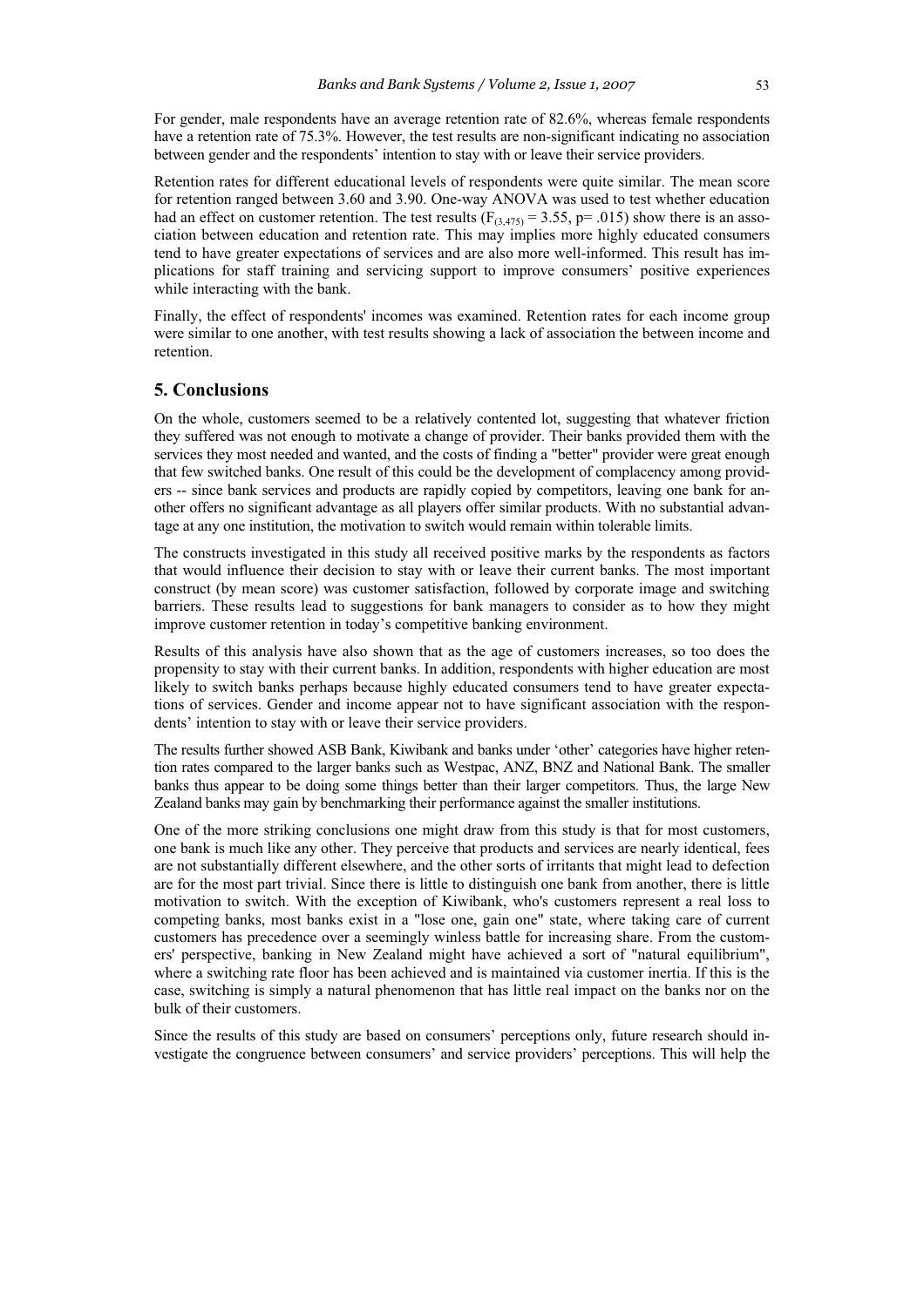For gender, male respondents have an average retention rate of 82.6%, whereas female respondents have a retention rate of 75.3%. However, the test results are non-significant indicating no association between gender and the respondents' intention to stay with or leave their service providers.

Retention rates for different educational levels of respondents were quite similar. The mean score for retention ranged between 3.60 and 3.90. One-way ANOVA was used to test whether education had an effect on customer retention. The test results ($F_{(3,475)} = 3.55$, p= .015) show there is an association between education and retention rate. This may implies more highly educated consumers tend to have greater expectations of services and are also more well-informed. This result has implications for staff training and servicing support to improve consumers' positive experiences while interacting with the bank.

Finally, the effect of respondents' incomes was examined. Retention rates for each income group were similar to one another, with test results showing a lack of association the between income and retention.

## 5. Conclusions

On the whole, customers seemed to be a relatively contented lot, suggesting that whatever friction they suffered was not enough to motivate a change of provider. Their banks provided them with the services they most needed and wanted, and the costs of finding a "better" provider were great enough that few switched banks. One result of this could be the development of complacency among providers -- since bank services and products are rapidly copied by competitors, leaving one bank for another offers no significant advantage as all players offer similar products. With no substantial advantage at any one institution, the motivation to switch would remain within tolerable limits.

The constructs investigated in this study all received positive marks by the respondents as factors that would influence their decision to stay with or leave their current banks. The most important construct (by mean score) was customer satisfaction, followed by corporate image and switching barriers. These results lead to suggestions for bank managers to consider as to how they might improve customer retention in today's competitive banking environment.

Results of this analysis have also shown that as the age of customers increases, so too does the propensity to stay with their current banks. In addition, respondents with higher education are most likely to switch banks perhaps because highly educated consumers tend to have greater expectations of services. Gender and income appear not to have significant association with the respondents' intention to stay with or leave their service providers.

The results further showed ASB Bank, Kiwibank and banks under 'other' categories have higher retention rates compared to the larger banks such as Westpac, ANZ, BNZ and National Bank. The smaller banks thus appear to be doing some things better than their larger competitors. Thus, the large New Zealand banks may gain by benchmarking their performance against the smaller institutions.

One of the more striking conclusions one might draw from this study is that for most customers, one bank is much like any other. They perceive that products and services are nearly identical, fees are not substantially different elsewhere, and the other sorts of irritants that might lead to defection are for the most part trivial. Since there is little to distinguish one bank from another, there is little motivation to switch. With the exception of Kiwibank, who's customers represent a real loss to competing banks, most banks exist in a "lose one, gain one" state, where taking care of current customers has precedence over a seemingly winless battle for increasing share. From the customers' perspective, banking in New Zealand might have achieved a sort of "natural equilibrium", where a switching rate floor has been achieved and is maintained via customer inertia. If this is the case, switching is simply a natural phenomenon that has little real impact on the banks nor on the bulk of their customers.

Since the results of this study are based on consumers' perceptions only, future research should investigate the congruence between consumers' and service providers' perceptions. This will help the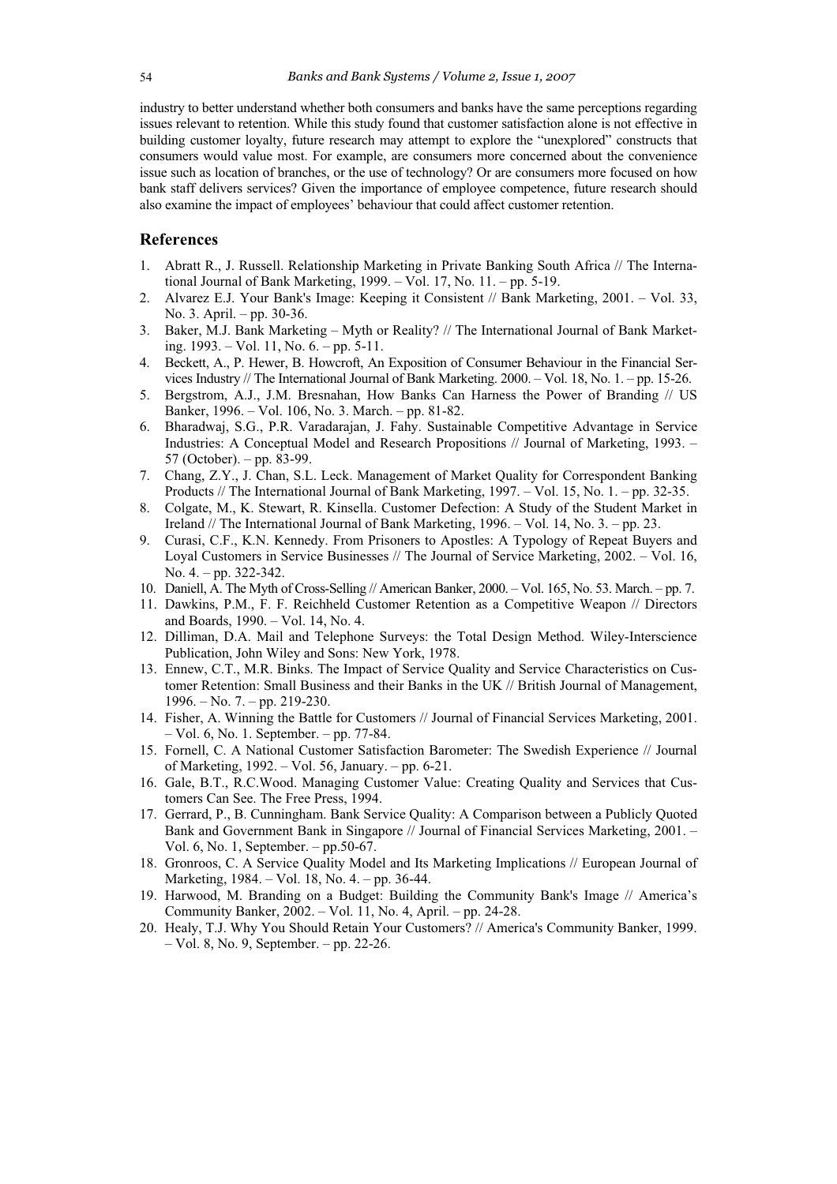industry to better understand whether both consumers and banks have the same perceptions regarding issues relevant to retention. While this study found that customer satisfaction alone is not effective in building customer loyalty, future research may attempt to explore the "unexplored" constructs that consumers would value most. For example, are consumers more concerned about the convenience issue such as location of branches, or the use of technology? Or are consumers more focused on how bank staff delivers services? Given the importance of employee competence, future research should also examine the impact of employees' behaviour that could affect customer retention.

## References

1. Abratt R., J. Russell. Relationship Marketing in Private Banking South Africa // The International Journal of Bank Marketing, 1999. – Vol. 17, No. 11. – pp. 5-19.
2. Alvarez E.J. Your Bank's Image: Keeping it Consistent // Bank Marketing, 2001. – Vol. 33, No. 3. April. – pp. 30-36.
3. Baker, M.J. Bank Marketing – Myth or Reality? // The International Journal of Bank Marketing. 1993. – Vol. 11, No. 6. – pp. 5-11.
4. Beckett, A., P. Hewer, B. Howcroft, An Exposition of Consumer Behaviour in the Financial Services Industry // The International Journal of Bank Marketing. 2000. – Vol. 18, No. 1. – pp. 15-26.
5. Bergstrom, A.J., J.M. Bresnahan, How Banks Can Harness the Power of Branding // US Banker, 1996. – Vol. 106, No. 3. March. – pp. 81-82.
6. Bharadwaj, S.G., P.R. Varadarajan, J. Fahy. Sustainable Competitive Advantage in Service Industries: A Conceptual Model and Research Propositions // Journal of Marketing, 1993. – 57 (October). – pp. 83-99.
7. Chang, Z.Y., J. Chan, S.L. Leck. Management of Market Quality for Correspondent Banking Products // The International Journal of Bank Marketing, 1997. – Vol. 15, No. 1. – pp. 32-35.
8. Colgate, M., K. Stewart, R. Kinsella. Customer Defection: A Study of the Student Market in Ireland // The International Journal of Bank Marketing, 1996. – Vol. 14, No. 3. – pp. 23.
9. Curasi, C.F., K.N. Kennedy. From Prisoners to Apostles: A Typology of Repeat Buyers and Loyal Customers in Service Businesses // The Journal of Service Marketing, 2002. – Vol. 16, No. 4. – pp. 322-342.
10. Daniell, A. The Myth of Cross-Selling // American Banker, 2000. – Vol. 165, No. 53. March. – pp. 7.
11. Dawkins, P.M., F. F. Reichheld Customer Retention as a Competitive Weapon // Directors and Boards, 1990. – Vol. 14, No. 4.
12. Dilliman, D.A. Mail and Telephone Surveys: the Total Design Method. Wiley-Interscience Publication, John Wiley and Sons: New York, 1978.
13. Ennew, C.T., M.R. Binks. The Impact of Service Quality and Service Characteristics on Customer Retention: Small Business and their Banks in the UK // British Journal of Management, 1996. – No. 7. – pp. 219-230.
14. Fisher, A. Winning the Battle for Customers // Journal of Financial Services Marketing, 2001. – Vol. 6, No. 1. September. – pp. 77-84.
15. Fornell, C. A National Customer Satisfaction Barometer: The Swedish Experience // Journal of Marketing, 1992. – Vol. 56, January. – pp. 6-21.
16. Gale, B.T., R.C.Wood. Managing Customer Value: Creating Quality and Services that Customers Can See. The Free Press, 1994.
17. Gerrard, P., B. Cunningham. Bank Service Quality: A Comparison between a Publicly Quoted Bank and Government Bank in Singapore // Journal of Financial Services Marketing, 2001. – Vol. 6, No. 1, September. – pp.50-67.
18. Gronroos, C. A Service Quality Model and Its Marketing Implications // European Journal of Marketing, 1984. – Vol. 18, No. 4. – pp. 36-44.
19. Harwood, M. Branding on a Budget: Building the Community Bank's Image // America's Community Banker, 2002. – Vol. 11, No. 4, April. – pp. 24-28.
20. Healy, T.J. Why You Should Retain Your Customers? // America's Community Banker, 1999. – Vol. 8, No. 9, September. – pp. 22-26.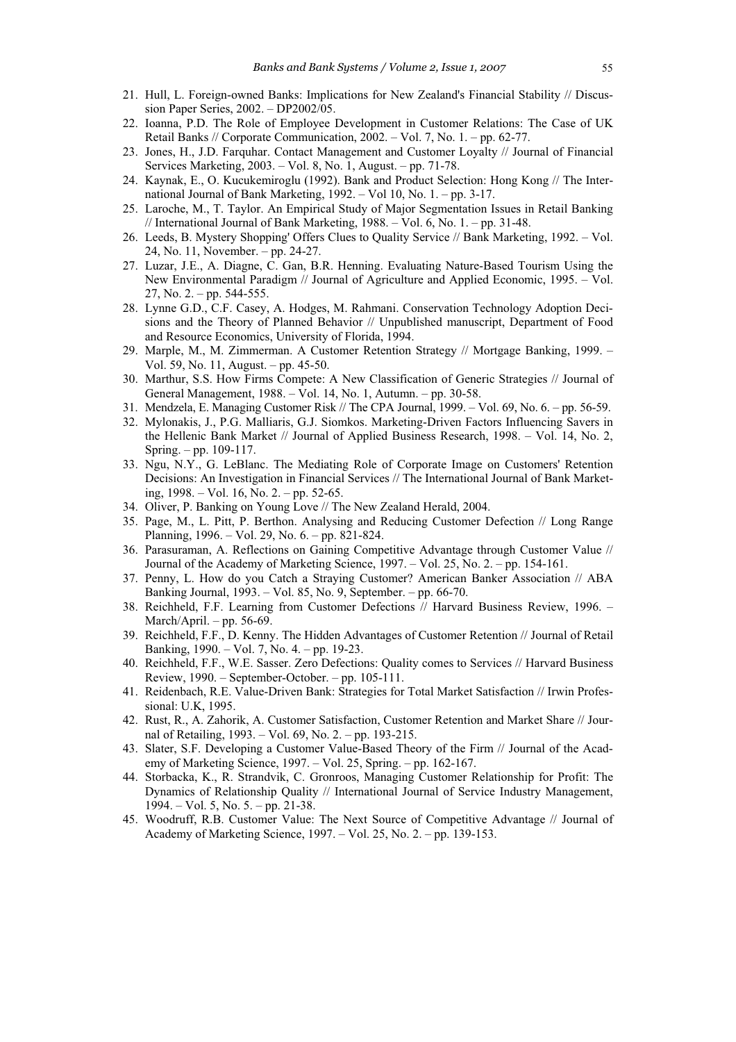21. Hull, L. Foreign-owned Banks: Implications for New Zealand's Financial Stability // Discussion Paper Series, 2002. – DP2002/05.
22. Ioanna, P.D. The Role of Employee Development in Customer Relations: The Case of UK Retail Banks // Corporate Communication, 2002. – Vol. 7, No. 1. – pp. 62-77.
23. Jones, H., J.D. Farquhar. Contact Management and Customer Loyalty // Journal of Financial Services Marketing, 2003. – Vol. 8, No. 1, August. – pp. 71-78.
24. Kaynak, E., O. Kucukemiroglu (1992). Bank and Product Selection: Hong Kong // The International Journal of Bank Marketing, 1992. – Vol 10, No. 1. – pp. 3-17.
25. Laroche, M., T. Taylor. An Empirical Study of Major Segmentation Issues in Retail Banking // International Journal of Bank Marketing, 1988. – Vol. 6, No. 1. – pp. 31-48.
26. Leeds, B. Mystery Shopping' Offers Clues to Quality Service // Bank Marketing, 1992. – Vol. 24, No. 11, November. – pp. 24-27.
27. Luzar, J.E., A. Diagne, C. Gan, B.R. Henning. Evaluating Nature-Based Tourism Using the New Environmental Paradigm // Journal of Agriculture and Applied Economic, 1995. – Vol. 27, No. 2. – pp. 544-555.
28. Lynne G.D., C.F. Casey, A. Hodges, M. Rahmani. Conservation Technology Adoption Decisions and the Theory of Planned Behavior // Unpublished manuscript, Department of Food and Resource Economics, University of Florida, 1994.
29. Marple, M., M. Zimmerman. A Customer Retention Strategy // Mortgage Banking, 1999. – Vol. 59, No. 11, August. – pp. 45-50.
30. Marthur, S.S. How Firms Compete: A New Classification of Generic Strategies // Journal of General Management, 1988. – Vol. 14, No. 1, Autumn. – pp. 30-58.
31. Mendzela, E. Managing Customer Risk // The CPA Journal, 1999. – Vol. 69, No. 6. – pp. 56-59.
32. Mylonakis, J., P.G. Malliaris, G.J. Siomkos. Marketing-Driven Factors Influencing Savers in the Hellenic Bank Market // Journal of Applied Business Research, 1998. – Vol. 14, No. 2, Spring. – pp. 109-117.
33. Ngu, N.Y., G. LeBlanc. The Mediating Role of Corporate Image on Customers' Retention Decisions: An Investigation in Financial Services // The International Journal of Bank Marketing, 1998. – Vol. 16, No. 2. – pp. 52-65.
34. Oliver, P. Banking on Young Love // The New Zealand Herald, 2004.
35. Page, M., L. Pitt, P. Berthon. Analysing and Reducing Customer Defection // Long Range Planning, 1996. – Vol. 29, No. 6. – pp. 821-824.
36. Parasuraman, A. Reflections on Gaining Competitive Advantage through Customer Value // Journal of the Academy of Marketing Science, 1997. – Vol. 25, No. 2. – pp. 154-161.
37. Penny, L. How do you Catch a Straying Customer? American Banker Association // ABA Banking Journal, 1993. – Vol. 85, No. 9, September. – pp. 66-70.
38. Reichheld, F.F. Learning from Customer Defections // Harvard Business Review, 1996. – March/April. – pp. 56-69.
39. Reichheld, F.F., D. Kenny. The Hidden Advantages of Customer Retention // Journal of Retail Banking, 1990. – Vol. 7, No. 4. – pp. 19-23.
40. Reichheld, F.F., W.E. Sasser. Zero Defections: Quality comes to Services // Harvard Business Review, 1990. – September-October. – pp. 105-111.
41. Reidenbach, R.E. Value-Driven Bank: Strategies for Total Market Satisfaction // Irwin Professional: U.K, 1995.
42. Rust, R., A. Zahorik, A. Customer Satisfaction, Customer Retention and Market Share // Journal of Retailing, 1993. – Vol. 69, No. 2. – pp. 193-215.
43. Slater, S.F. Developing a Customer Value-Based Theory of the Firm // Journal of the Academy of Marketing Science, 1997. – Vol. 25, Spring. – pp. 162-167.
44. Storbacka, K., R. Strandvik, C. Gronroos, Managing Customer Relationship for Profit: The Dynamics of Relationship Quality // International Journal of Service Industry Management, 1994. – Vol. 5, No. 5. – pp. 21-38.
45. Woodruff, R.B. Customer Value: The Next Source of Competitive Advantage // Journal of Academy of Marketing Science, 1997. – Vol. 25, No. 2. – pp. 139-153.